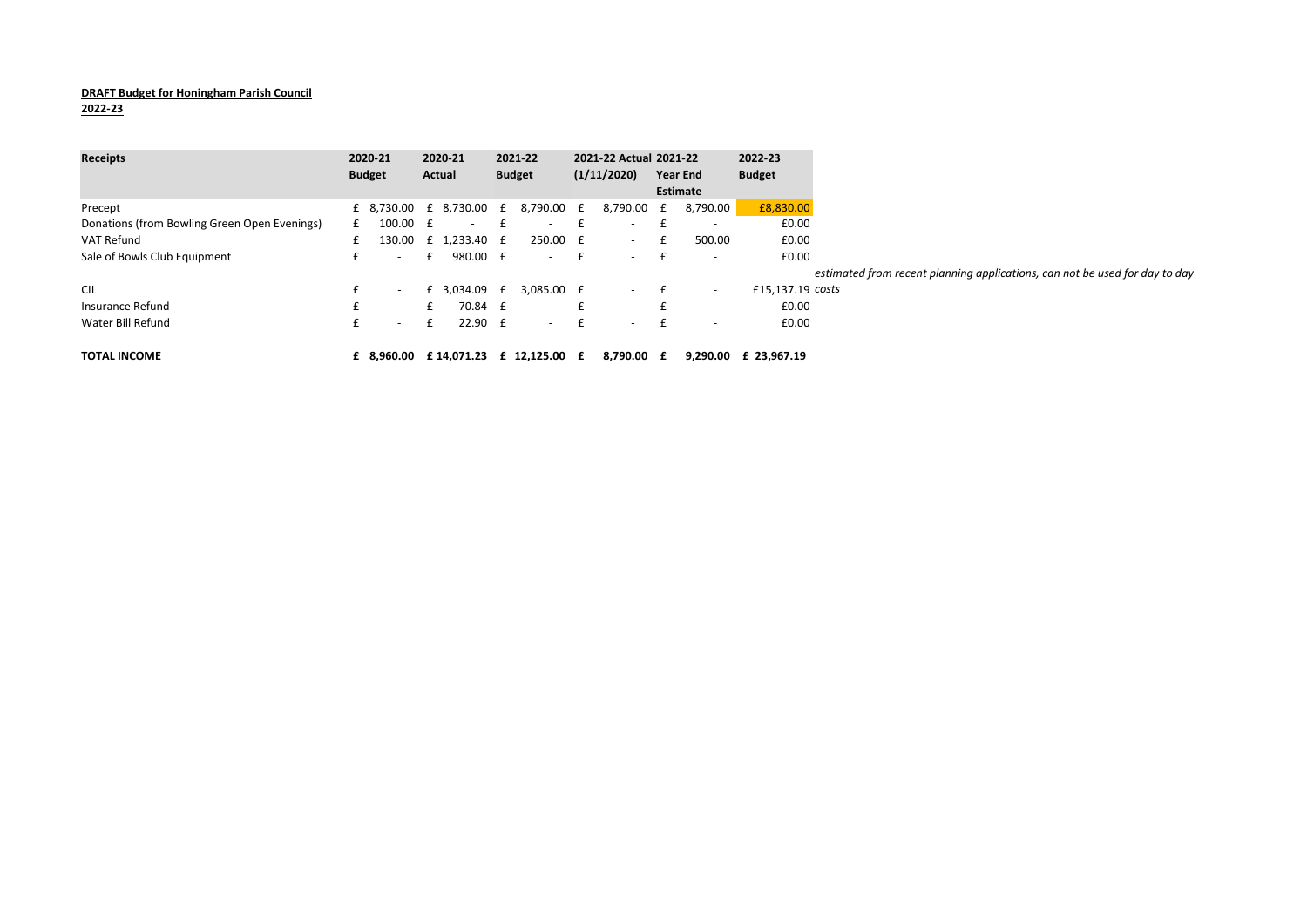**DRAFT Budget for Honingham Parish Council**
**2022-23**

| Receipts | 2020-21 Budget | 2020-21 Actual | 2021-22 Budget | 2021-22 Actual (1/11/2020) | 2021-22 Year End Estimate | 2022-23 Budget | |
|---|---|---|---|---|---|---|---|
| Precept | £ 8,730.00 | £ 8,730.00 | £ 8,790.00 | £ 8,790.00 | £ 8,790.00 | £8,830.00 | |
| Donations (from Bowling Green Open Evenings) | £ 100.00 | £ - | £ - | £ - | £ - | £0.00 | |
| VAT Refund | £ 130.00 | £ 1,233.40 | £ 250.00 | £ - | £ 500.00 | £0.00 | |
| Sale of Bowls Club Equipment | £ - | £ 980.00 | £ - | £ - | £ - | £0.00 | |
| CIL | £ - | £ 3,034.09 | £ 3,085.00 | £ - | £ - | £15,137.19 | *estimated from recent planning applications, can not be used for day to day costs* |
| Insurance Refund | £ - | £ 70.84 | £ - | £ - | £ - | £0.00 | |
| Water Bill Refund | £ - | £ 22.90 | £ - | £ - | £ - | £0.00 | |
| **TOTAL INCOME** | **£ 8,960.00** | **£ 14,071.23** | **£ 12,125.00** | **£ 8,790.00** | **£ 9,290.00** | **£ 23,967.19** | |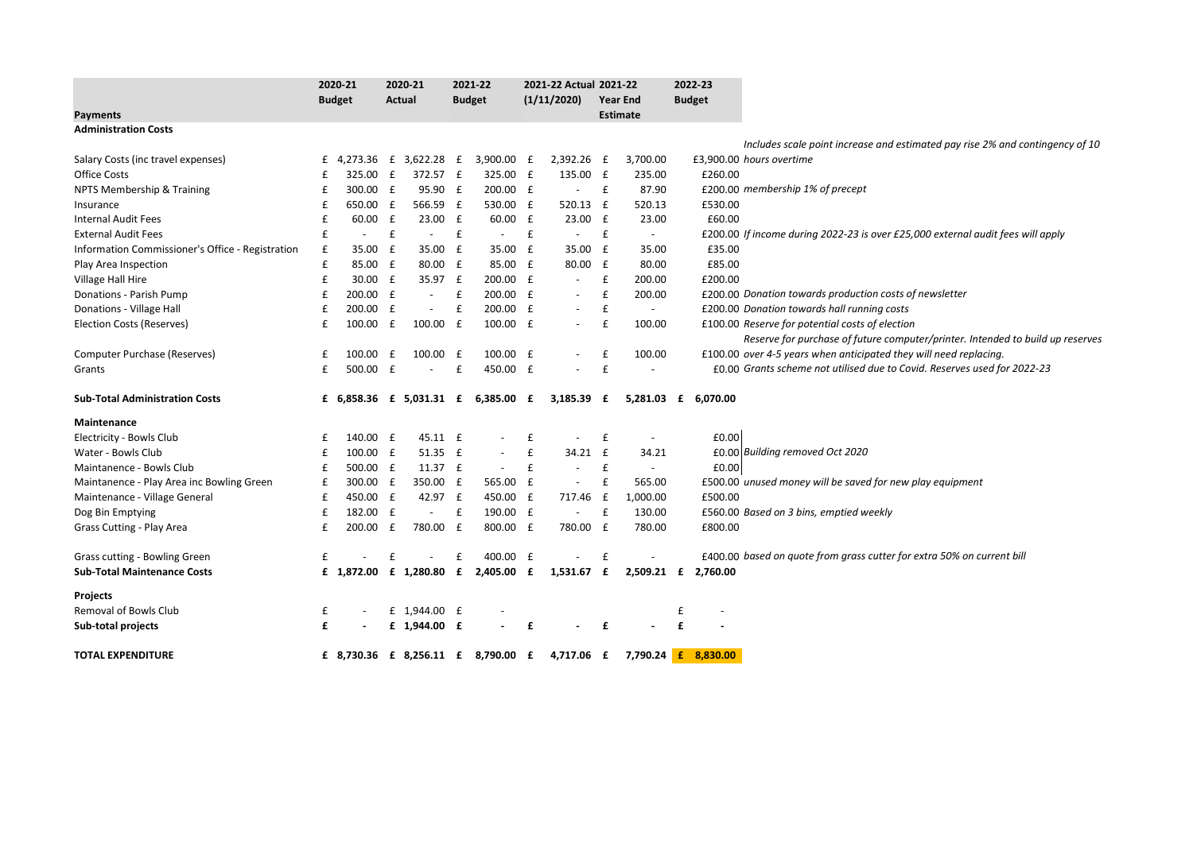| Payments | 2020-21 Budget | 2020-21 Actual | 2021-22 Budget | 2021-22 Actual (1/11/2020) | 2021-22 Year End Estimate | 2022-23 Budget | |
|---|---|---|---|---|---|---|---|
| **Administration Costs** | | | | | | | |
| Salary Costs (inc travel expenses) | £ 4,273.36 | £ 3,622.28 | £ 3,900.00 | £ 2,392.26 | £ 3,700.00 | £3,900.00 | *Includes scale point increase and estimated pay rise 2% and contingency of 10 hours overtime* |
| Office Costs | £ 325.00 | £ 372.57 | £ 325.00 | £ 135.00 | £ 235.00 | £260.00 | |
| NPTS Membership & Training | £ 300.00 | £ 95.90 | £ 200.00 | £ - | £ 87.90 | £200.00 | *membership 1% of precept* |
| Insurance | £ 650.00 | £ 566.59 | £ 530.00 | £ 520.13 | £ 520.13 | £530.00 | |
| Internal Audit Fees | £ 60.00 | £ 23.00 | £ 60.00 | £ 23.00 | £ 23.00 | £60.00 | |
| External Audit Fees | £ - | £ - | £ - | £ - | £ - | £200.00 | *If income during 2022-23 is over £25,000 external audit fees will apply* |
| Information Commissioner's Office - Registration | £ 35.00 | £ 35.00 | £ 35.00 | £ 35.00 | £ 35.00 | £35.00 | |
| Play Area Inspection | £ 85.00 | £ 80.00 | £ 85.00 | £ 80.00 | £ 80.00 | £85.00 | |
| Village Hall Hire | £ 30.00 | £ 35.97 | £ 200.00 | £ - | £ 200.00 | £200.00 | |
| Donations - Parish Pump | £ 200.00 | £ - | £ 200.00 | £ - | £ 200.00 | £200.00 | *Donation towards production costs of newsletter* |
| Donations - Village Hall | £ 200.00 | £ - | £ 200.00 | £ - | £ - | £200.00 | *Donation towards hall running costs* |
| Election Costs (Reserves) | £ 100.00 | £ 100.00 | £ 100.00 | £ - | £ 100.00 | £100.00 | *Reserve for potential costs of election* |
| Computer Purchase (Reserves) | £ 100.00 | £ 100.00 | £ 100.00 | £ - | £ 100.00 | £100.00 | *Reserve for purchase of future computer/printer. Intended to build up reserves over 4-5 years when anticipated they will need replacing.* |
| Grants | £ 500.00 | £ - | £ 450.00 | £ - | £ - | £0.00 | *Grants scheme not utilised due to Covid. Reserves used for 2022-23* |
| **Sub-Total Administration Costs** | **£ 6,858.36** | **£ 5,031.31** | **£ 6,385.00** | **£ 3,185.39** | **£ 5,281.03** | **£ 6,070.00** | |
| **Maintenance** | | | | | | | |
| Electricity - Bowls Club | £ 140.00 | £ 45.11 | £ - | £ - | £ - | £0.00 | |
| Water - Bowls Club | £ 100.00 | £ 51.35 | £ - | £ 34.21 | £ 34.21 | £0.00 | *Building removed Oct 2020* |
| Maintanence - Bowls Club | £ 500.00 | £ 11.37 | £ - | £ - | £ - | £0.00 | |
| Maintanence - Play Area inc Bowling Green | £ 300.00 | £ 350.00 | £ 565.00 | £ - | £ 565.00 | £500.00 | *unused money will be saved for new play equipment* |
| Maintanence - Village General | £ 450.00 | £ 42.97 | £ 450.00 | £ 717.46 | £ 1,000.00 | £500.00 | |
| Dog Bin Emptying | £ 182.00 | £ - | £ 190.00 | £ - | £ 130.00 | £560.00 | *Based on 3 bins, emptied weekly* |
| Grass Cutting - Play Area | £ 200.00 | £ 780.00 | £ 800.00 | £ 780.00 | £ 780.00 | £800.00 | |
| Grass cutting - Bowling Green | £ - | £ - | £ 400.00 | £ - | £ - | £400.00 | *based on quote from grass cutter for extra 50% on current bill* |
| **Sub-Total Maintenance Costs** | **£ 1,872.00** | **£ 1,280.80** | **£ 2,405.00** | **£ 1,531.67** | **£ 2,509.21** | **£ 2,760.00** | |
| **Projects** | | | | | | | |
| Removal of Bowls Club | £ - | £ 1,944.00 | £ - | | | £ - | |
| **Sub-total projects** | **£ -** | **£ 1,944.00** | **£ -** | **£ -** | **£ -** | **£ -** | |
| **TOTAL EXPENDITURE** | **£ 8,730.36** | **£ 8,256.11** | **£ 8,790.00** | **£ 4,717.06** | **£ 7,790.24** | **£ 8,830.00** | |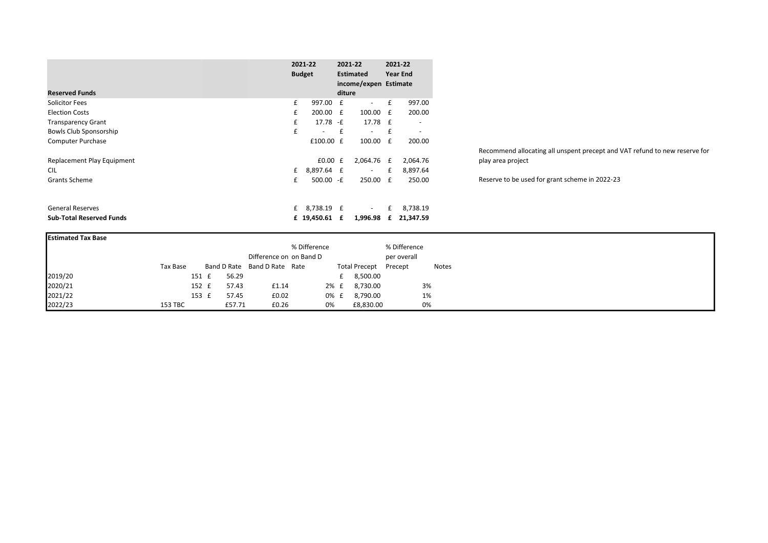| Reserved Funds | 2021-22 Budget | 2021-22 Estimated income/expenditure | 2021-22 Year End Estimate | |
|---|---|---|---|---|
| Solicitor Fees | £ 997.00 | £ - | £ 997.00 | |
| Election Costs | £ 200.00 | £ 100.00 | £ 200.00 | |
| Transparency Grant | £ 17.78 | -£ 17.78 | £ - | |
| Bowls Club Sponsorship | £ - | £ - | £ - | |
| Computer Purchase | £100.00 | £ 100.00 | £ 200.00 | |
| Replacement Play Equipment | £0.00 | £ 2,064.76 | £ 2,064.76 | Recommend allocating all unspent precept and VAT refund to new reserve for play area project |
| CIL | £ 8,897.64 | £ - | £ 8,897.64 | |
| Grants Scheme | £ 500.00 | -£ 250.00 | £ 250.00 | Reserve to be used for grant scheme in 2022-23 |
| General Reserves | £ 8,738.19 | £ - | £ 8,738.19 | |
| **Sub-Total Reserved Funds** | **£ 19,450.61** | **£ 1,996.98** | **£ 21,347.59** | |

**Estimated Tax Base**

| | Tax Base | Band D Rate | Difference on Band D Rate | % Difference on Band D Rate | Total Precept | % Difference per overall Precept | Notes |
|---|---|---|---|---|---|---|---|
| 2019/20 | 151 | £ 56.29 | | | £ 8,500.00 | | |
| 2020/21 | 152 | £ 57.43 | £1.14 | 2% | £ 8,730.00 | 3% | |
| 2021/22 | 153 | £ 57.45 | £0.02 | 0% | £ 8,790.00 | 1% | |
| 2022/23 | 153 TBC | £57.71 | £0.26 | 0% | £8,830.00 | 0% | |